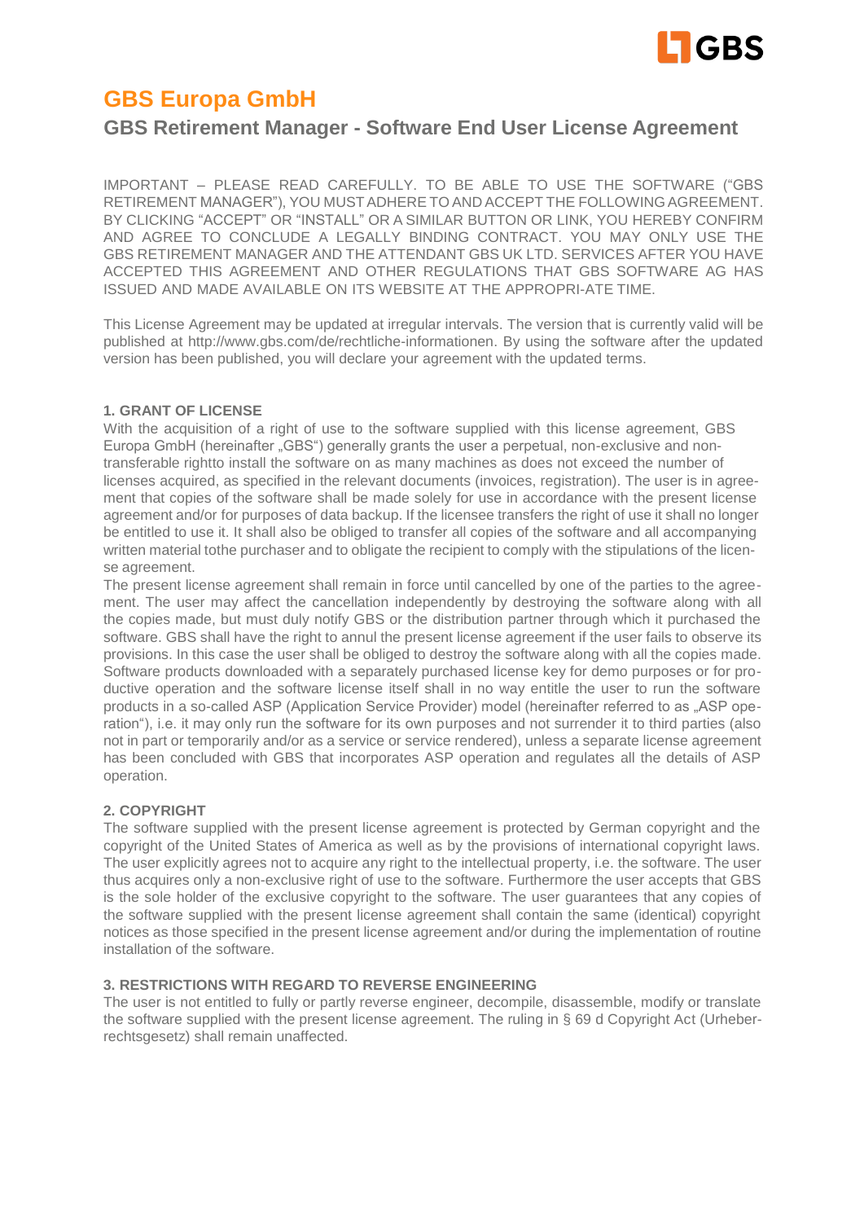# GBS Europa GmbH

## GBS Retirement Manager - Software End User License Agreement

IMPORTANT – PLEASE READ CAREFULLY. TO BE ABLE TO USE THE SOFTWARE ("GBS RETIREMENT MANAGER"), YOU MUST ADHERE TO AND ACCEPT THE FOLLOWING AGREEMENT. BY CLICKING "ACCEPT" OR "INSTALL" OR A SIMILAR BUTTON OR LINK, YOU HEREBY CONFIRM AND AGREE TO CONCLUDE A LEGALLY BINDING CONTRACT. YOU MAY ONLY USE THE GBS RETIREMENT MANAGER AND THE ATTENDANT GBS UK LTD. SERVICES AFTER YOU HAVE ACCEPTED THIS AGREEMENT AND OTHER REGULATIONS THAT GBS SOFTWARE AG HAS ISSUED AND MADE AVAILABLE ON ITS WEBSITE AT THE APPROPRI-ATE TIME.

This License Agreement may be updated at irregular intervals. The version that is currently valid will be published at http://www.gbs.com/de/rechtliche-informationen. By using the software after the updated version has been published, you will declare your agreement with the updated terms.

### 1. GRANT OF LICENSE

With the acquisition of a right of use to the software supplied with this license agreement, GBS Europa GmbH (hereinafter „GBS") generally grants the user a perpetual, non-exclusive and non-transferable rightto install the software on as many machines as does not exceed the number of licenses acquired, as specified in the relevant documents (invoices, registration). The user is in agree-ment that copies of the software shall be made solely for use in accordance with the present license agreement and/or for purposes of data backup. If the licensee transfers the right of use it shall no longer be entitled to use it. It shall also be obliged to transfer all copies of the software and all accompanying written material tothe purchaser and to obligate the recipient to comply with the stipulations of the licen-se agreement.

The present license agreement shall remain in force until cancelled by one of the parties to the agree-ment. The user may affect the cancellation independently by destroying the software along with all the copies made, but must duly notify GBS or the distribution partner through which it purchased the software. GBS shall have the right to annul the present license agreement if the user fails to observe its provisions. In this case the user shall be obliged to destroy the software along with all the copies made. Software products downloaded with a separately purchased license key for demo purposes or for pro-ductive operation and the software license itself shall in no way entitle the user to run the software products in a so-called ASP (Application Service Provider) model (hereinafter referred to as „ASP ope-ration"), i.e. it may only run the software for its own purposes and not surrender it to third parties (also not in part or temporarily and/or as a service or service rendered), unless a separate license agreement has been concluded with GBS that incorporates ASP operation and regulates all the details of ASP operation.

### 2. COPYRIGHT

The software supplied with the present license agreement is protected by German copyright and the copyright of the United States of America as well as by the provisions of international copyright laws. The user explicitly agrees not to acquire any right to the intellectual property, i.e. the software. The user thus acquires only a non-exclusive right of use to the software. Furthermore the user accepts that GBS is the sole holder of the exclusive copyright to the software. The user guarantees that any copies of the software supplied with the present license agreement shall contain the same (identical) copyright notices as those specified in the present license agreement and/or during the implementation of routine installation of the software.

### 3. RESTRICTIONS WITH REGARD TO REVERSE ENGINEERING

The user is not entitled to fully or partly reverse engineer, decompile, disassemble, modify or translate the software supplied with the present license agreement. The ruling in § 69 d Copyright Act (Urheber-rechtsgesetz) shall remain unaffected.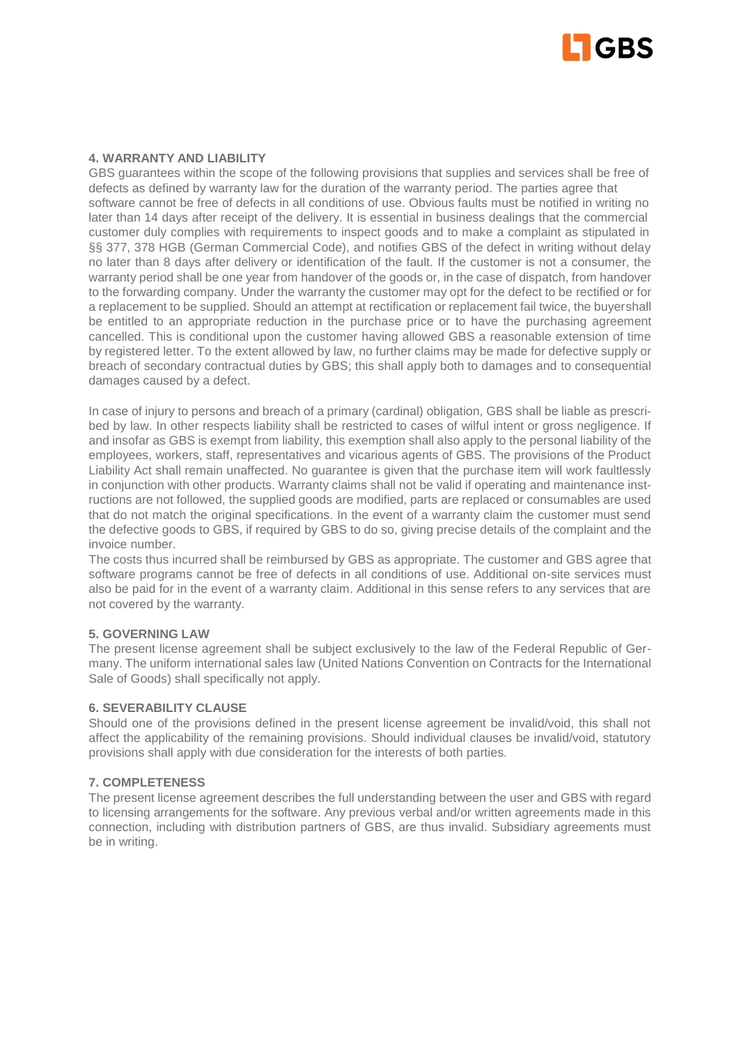## 4. WARRANTY AND LIABILITY

GBS guarantees within the scope of the following provisions that supplies and services shall be free of defects as defined by warranty law for the duration of the warranty period. The parties agree that software cannot be free of defects in all conditions of use. Obvious faults must be notified in writing no later than 14 days after receipt of the delivery. It is essential in business dealings that the commercial customer duly complies with requirements to inspect goods and to make a complaint as stipulated in §§ 377, 378 HGB (German Commercial Code), and notifies GBS of the defect in writing without delay no later than 8 days after delivery or identification of the fault. If the customer is not a consumer, the warranty period shall be one year from handover of the goods or, in the case of dispatch, from handover to the forwarding company. Under the warranty the customer may opt for the defect to be rectified or for a replacement to be supplied. Should an attempt at rectification or replacement fail twice, the buyershall be entitled to an appropriate reduction in the purchase price or to have the purchasing agreement cancelled. This is conditional upon the customer having allowed GBS a reasonable extension of time by registered letter. To the extent allowed by law, no further claims may be made for defective supply or breach of secondary contractual duties by GBS; this shall apply both to damages and to consequential damages caused by a defect.

In case of injury to persons and breach of a primary (cardinal) obligation, GBS shall be liable as prescribed by law. In other respects liability shall be restricted to cases of wilful intent or gross negligence. If and insofar as GBS is exempt from liability, this exemption shall also apply to the personal liability of the employees, workers, staff, representatives and vicarious agents of GBS. The provisions of the Product Liability Act shall remain unaffected. No guarantee is given that the purchase item will work faultlessly in conjunction with other products. Warranty claims shall not be valid if operating and maintenance instructions are not followed, the supplied goods are modified, parts are replaced or consumables are used that do not match the original specifications. In the event of a warranty claim the customer must send the defective goods to GBS, if required by GBS to do so, giving precise details of the complaint and the invoice number.

The costs thus incurred shall be reimbursed by GBS as appropriate. The customer and GBS agree that software programs cannot be free of defects in all conditions of use. Additional on-site services must also be paid for in the event of a warranty claim. Additional in this sense refers to any services that are not covered by the warranty.

## 5. GOVERNING LAW

The present license agreement shall be subject exclusively to the law of the Federal Republic of Germany. The uniform international sales law (United Nations Convention on Contracts for the International Sale of Goods) shall specifically not apply.

## 6. SEVERABILITY CLAUSE

Should one of the provisions defined in the present license agreement be invalid/void, this shall not affect the applicability of the remaining provisions. Should individual clauses be invalid/void, statutory provisions shall apply with due consideration for the interests of both parties.

## 7. COMPLETENESS

The present license agreement describes the full understanding between the user and GBS with regard to licensing arrangements for the software. Any previous verbal and/or written agreements made in this connection, including with distribution partners of GBS, are thus invalid. Subsidiary agreements must be in writing.